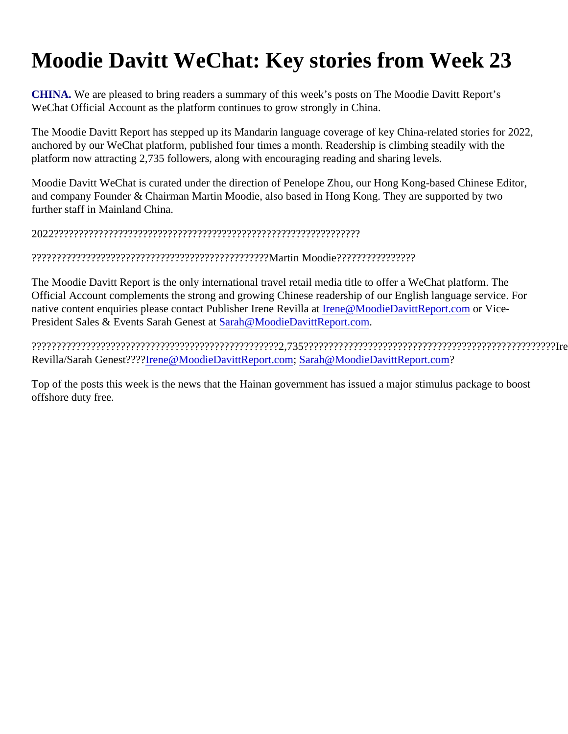# Moodie Davitt WeChat: Key stories from Week 23

**CHINA.** We are pleased to bring readers a summary of this week's posts on The Moodie Davitt Report's WeChat Official Account as the platform continues to grow strongly in China.

The Moodie Davitt Report has stepped up its Mandarin language coverage of key China-related stories for 2022, anchored by our WeChat platform, published four times a month. Readership is climbing steadily with the platform now attracting 2,735 followers, along with encouraging reading and sharing levels.

Moodie Davitt WeChat is curated under the direction of Penelope Zhou, our Hong Kong-based Chinese Editor, and company Founder & Chairman Martin Moodie, also based in Hong Kong. They are supported by two further staff in Mainland China.

2022?????????????????????????????????????????????????????????????????

??????????????????????????????????????????????????Martin Moodie????????????????

The Moodie Davitt Report is the only international travel retail media title to offer a WeChat platform. The Official Account complements the strong and growing Chinese readership of our English language service. For native content enquiries please contact Publisher Irene Revilla at Irene@MoodieDavittReport.com or Vice-President Sales & Events Sarah Genest at Sarah@MoodieDavittReport.com.

?????????????????????????????????????????????????????2,735??????????????????????????????????????????????????????Irene Revilla/Sarah Genest????Irene@MoodieDavittReport.com; Sarah@MoodieDavittReport.com?

Top of the posts this week is the news that the Hainan government has issued a major stimulus package to boost offshore duty free.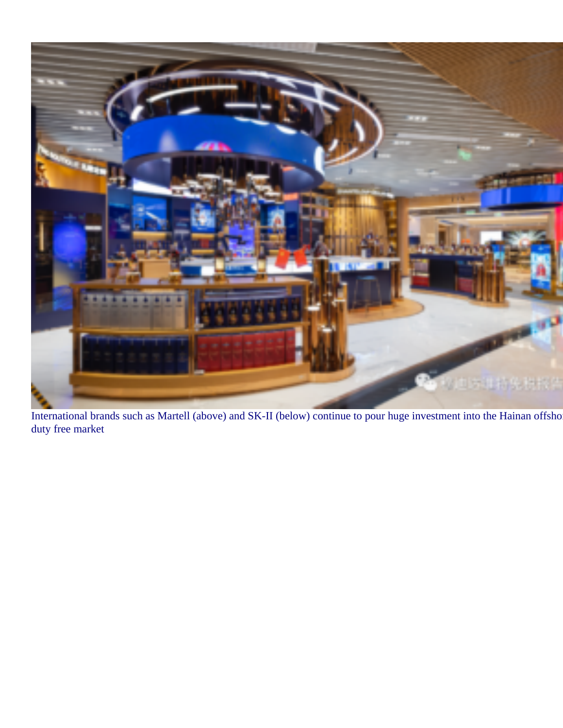International brands such as Martell (above) and SK-II (below) continue to pour huge investment into the Hainan offsho
duty free market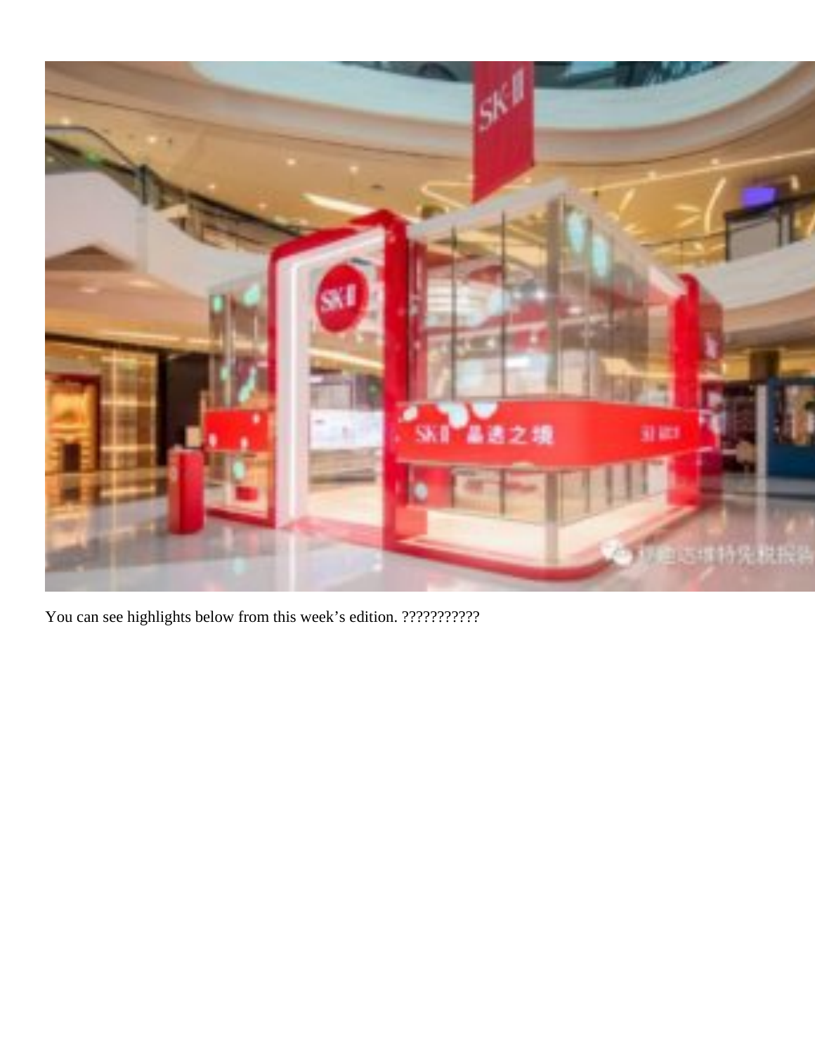You can see highlights below from this week's edition. ???????????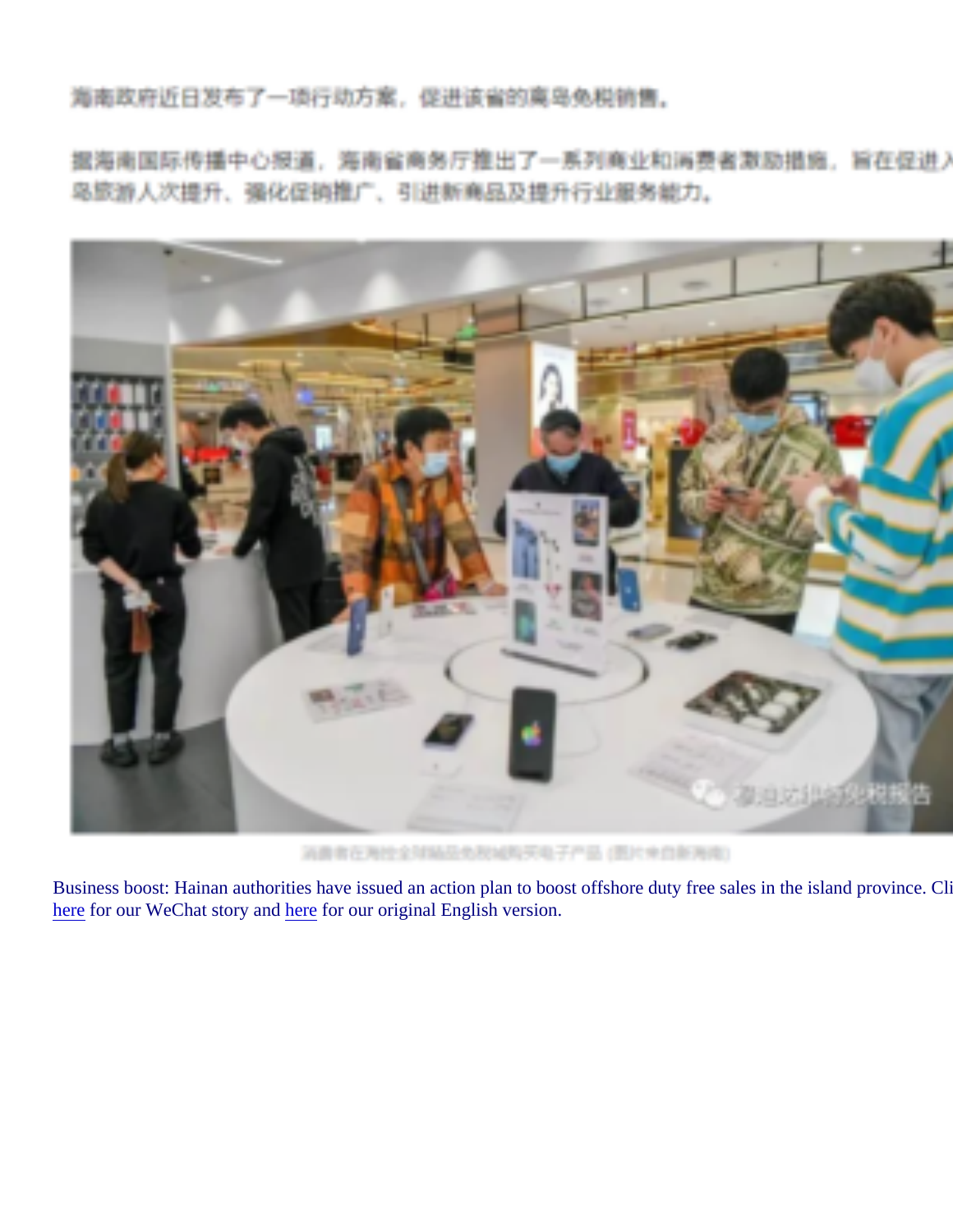海南政府近日发布了一项行动方案，促进该省的离岛免税销售。

据海南国际传播中心报道，海南省商务厅推出了一系列商业和消费者激励措施，旨在促进入岛旅游人次提升、强化促销推广、引进新商品及提升行业服务能力。

消费者在海控全球精品免税城购买电子产品（图片来自新海南）

Business boost: Hainan authorities have issued an action plan to boost offshore duty free sales in the island province. Cli here for our WeChat story and here for our original English version.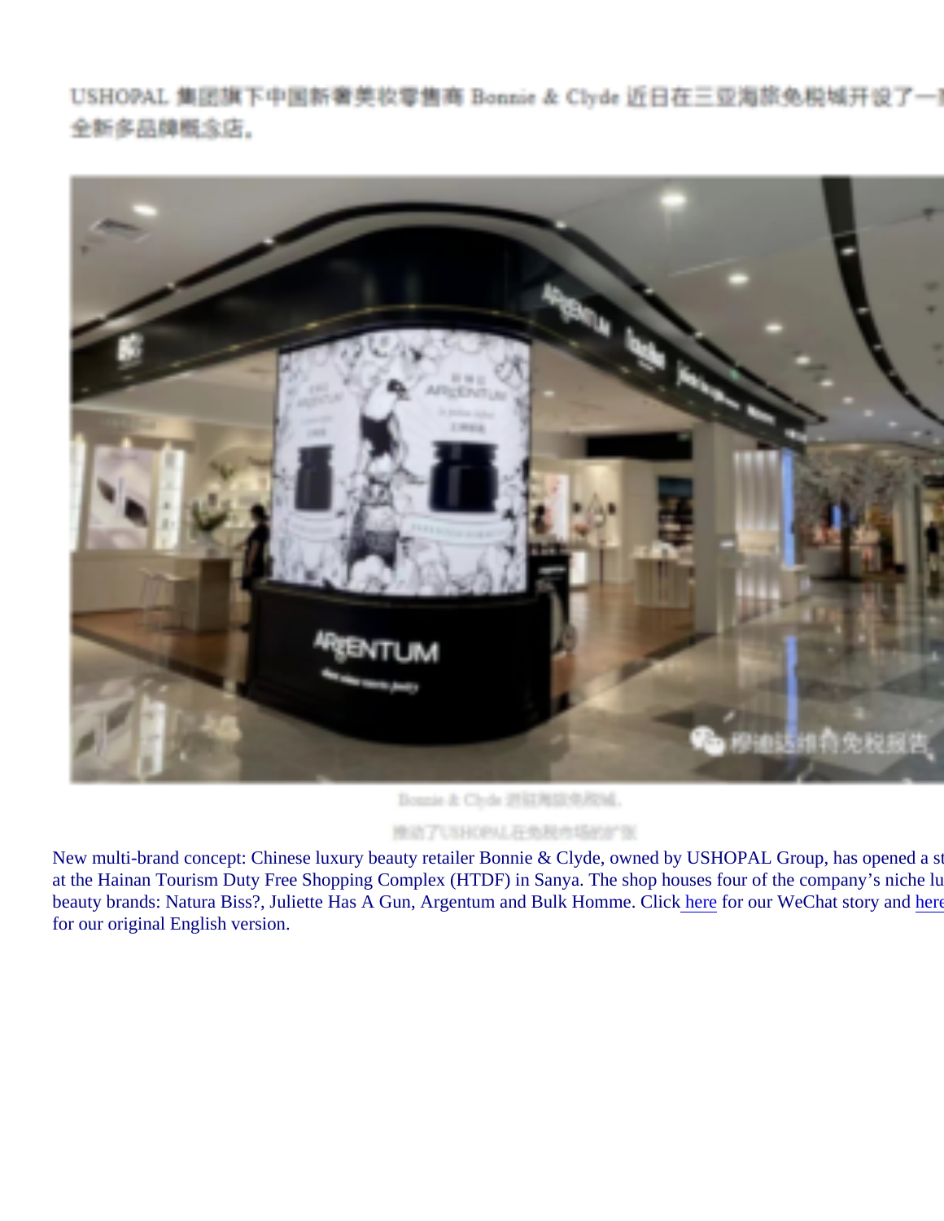USHOPAL 集团旗下中国新奢美妆零售商 Bonnie & Clyde 近日在三亚海旅免税城开设了一间全新多品牌概念店。

Bonnie & Clyde 进驻海旅免税城，推动了USHOPAL在免税市场的扩张

New multi-brand concept: Chinese luxury beauty retailer Bonnie & Clyde, owned by USHOPAL Group, has opened a st at the Hainan Tourism Duty Free Shopping Complex (HTDF) in Sanya. The shop houses four of the company's niche lu beauty brands: Natura Biss?, Juliette Has A Gun, Argentum and Bulk Homme. Click here for our WeChat story and here for our original English version.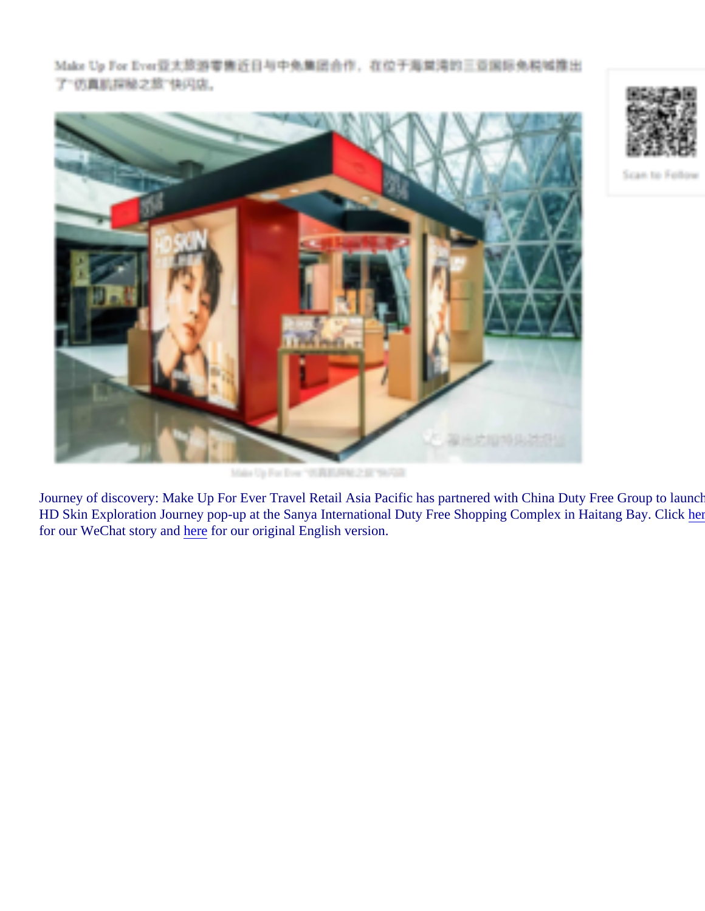Make Up For Ever亚太旅游零售近日与中免集团合作，在位于海棠湾的三亚国际免税城推出了"仿真肌探秘之旅"快闪店。

Make Up For Ever "仿真肌探秘之旅"快闪店

Journey of discovery: Make Up For Ever Travel Retail Asia Pacific has partnered with China Duty Free Group to launch HD Skin Exploration Journey pop-up at the Sanya International Duty Free Shopping Complex in Haitang Bay. Click here for our WeChat story and here for our original English version.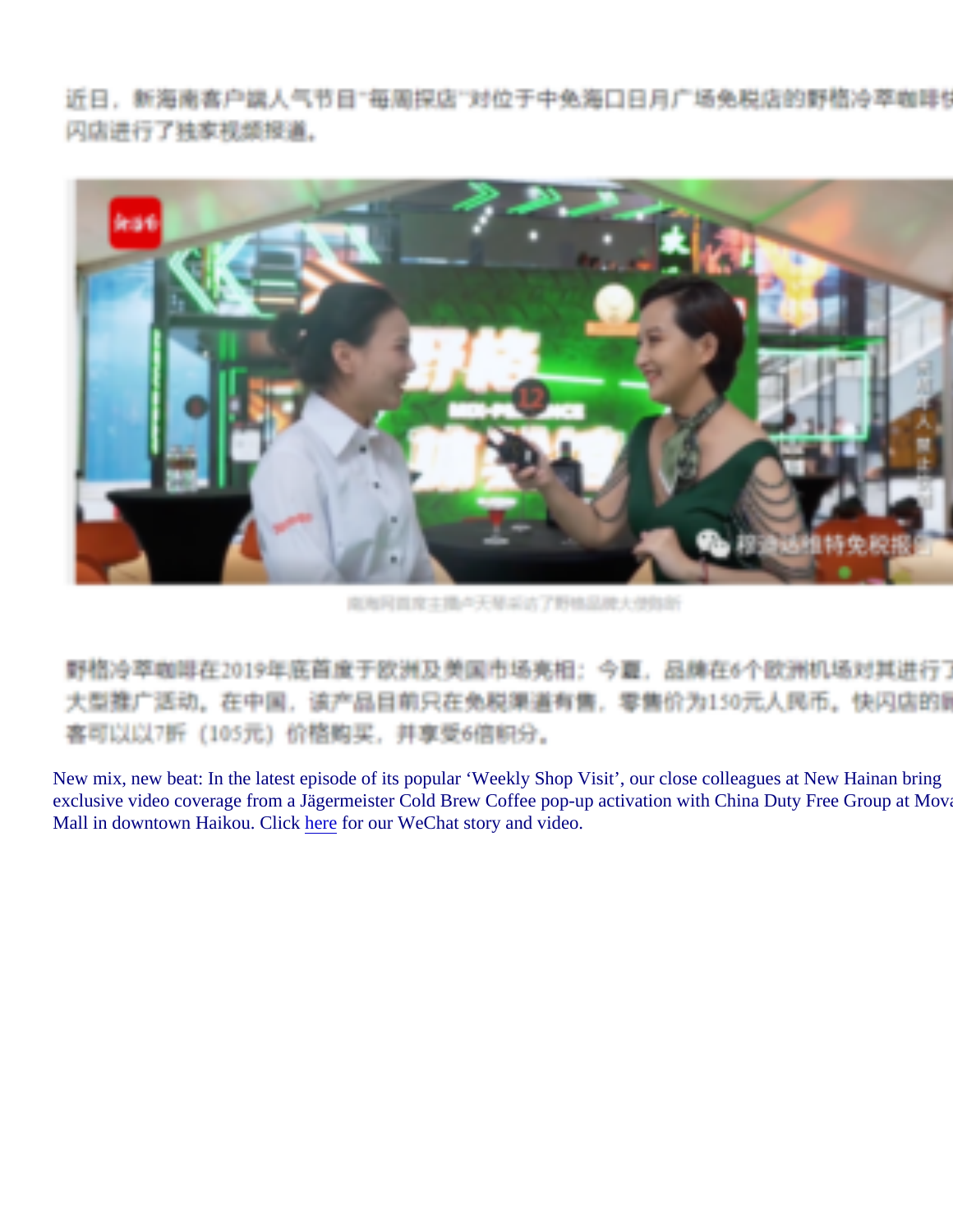近日，新海南客户端人气节目"每周探店"对位于中免海口日月广场免税店的野格冷萃咖啡快闪店进行了独家视频报道。

南海网首席主播卢天琴采访了野格品牌大使陈昕

野格冷萃咖啡在2019年底首度于欧洲及美国市场亮相；今夏，品牌在6个欧洲机场对其进行了大型推广活动。在中国，该产品目前只在免税渠道有售，零售价为150元人民币。快闪店的顾客可以以7折（105元）价格购买，并享受6倍积分。

New mix, new beat: In the latest episode of its popular 'Weekly Shop Visit', our close colleagues at New Hainan bring exclusive video coverage from a Jägermeister Cold Brew Coffee pop-up activation with China Duty Free Group at Mova Mall in downtown Haikou. Click here for our WeChat story and video.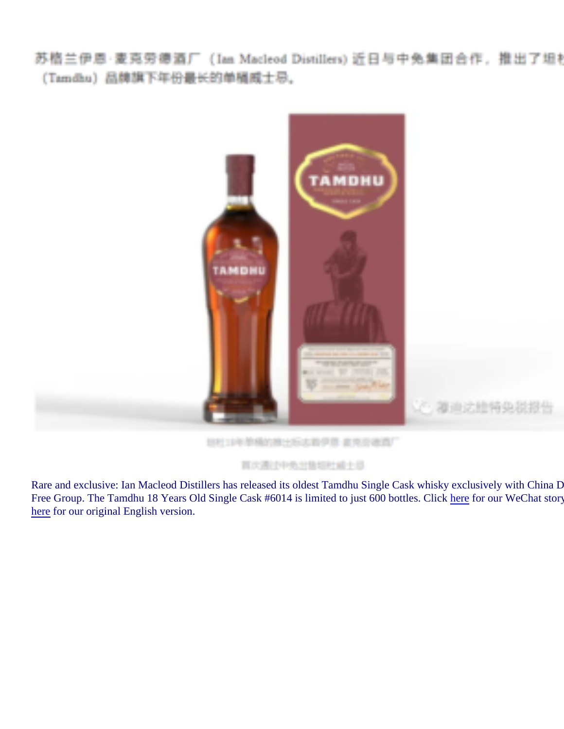苏格兰伊恩·麦克劳德酒厂（Ian Macleod Distillers）近日与中免集团合作，推出了坦杜（Tamdhu）品牌旗下年份最长的单桶威士忌。

坦杜18年单桶威士忌由伊恩·麦克劳德酒厂

首次通过中免出售坦杜威士忌

Rare and exclusive: Ian Macleod Distillers has released its oldest Tamdhu Single Cask whisky exclusively with China D
Free Group. The Tamdhu 18 Years Old Single Cask #6014 is limited to just 600 bottles. Click here for our WeChat story
here for our original English version.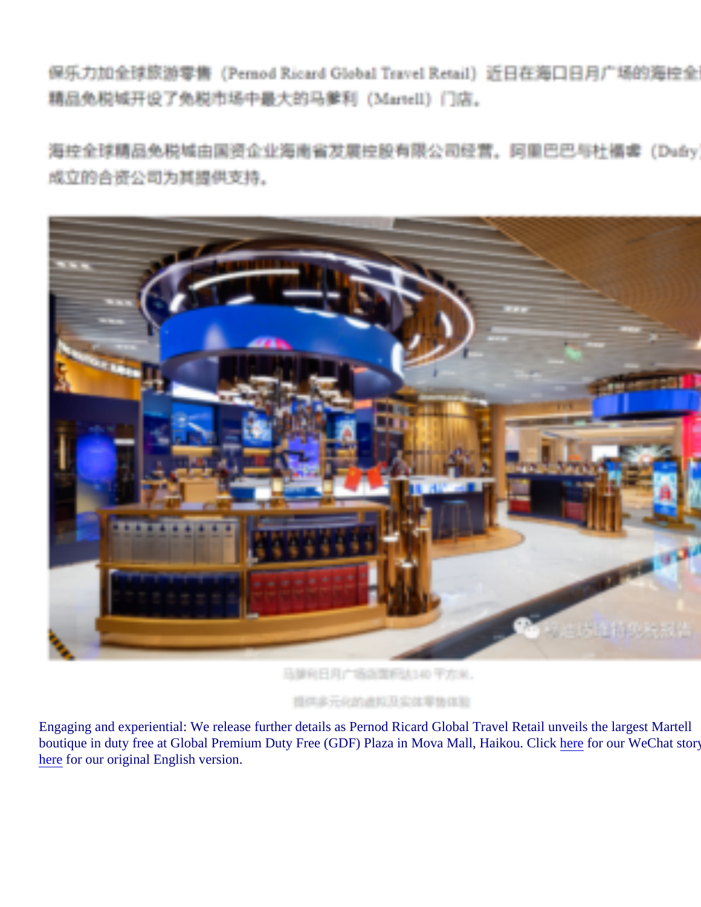保乐力加全球旅游零售（Pernod Ricard Global Travel Retail）近日在海口日月广场的海控全球精品免税城开设了免税市场中最大的马爹利（Martell）门店。

海控全球精品免税城由国资企业海南省发展控股有限公司经营，阿里巴巴与杜福睿（Dufry）成立的合资公司为其提供支持。

马爹利日月广场店面积达140平方米，

提供多元化的虚拟及实体零售体验

Engaging and experiential: We release further details as Pernod Ricard Global Travel Retail unveils the largest Martell boutique in duty free at Global Premium Duty Free (GDF) Plaza in Mova Mall, Haikou. Click here for our WeChat story here for our original English version.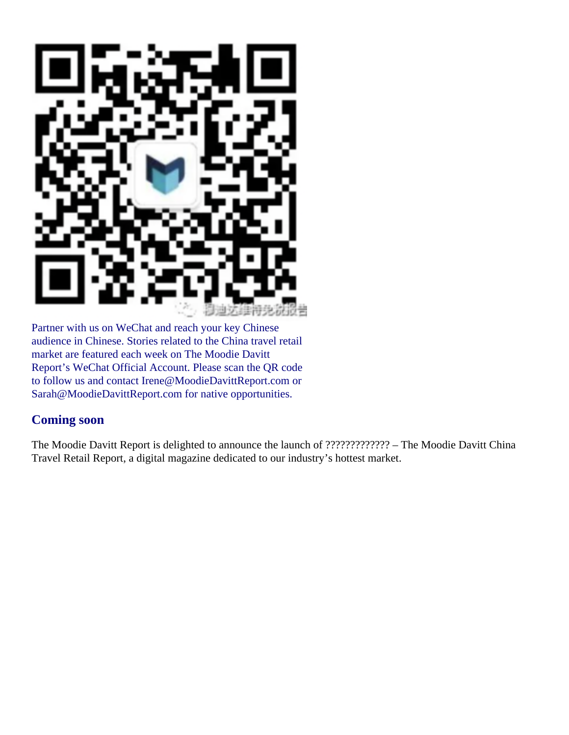Partner with us on WeChat and reach your key Chinese audience in Chinese. Stories related to the China travel retail market are featured each week on The Moodie Davitt Report's WeChat Official Account. Please scan the QR code to follow us and contact Irene@MoodieDavittReport.com or Sarah@MoodieDavittReport.com for native opportunities.

## Coming soon

The Moodie Davitt Report is delighted to announce the launch of ????????????? – The Moodie Davitt China Travel Retail Report, a digital magazine dedicated to our industry's hottest market.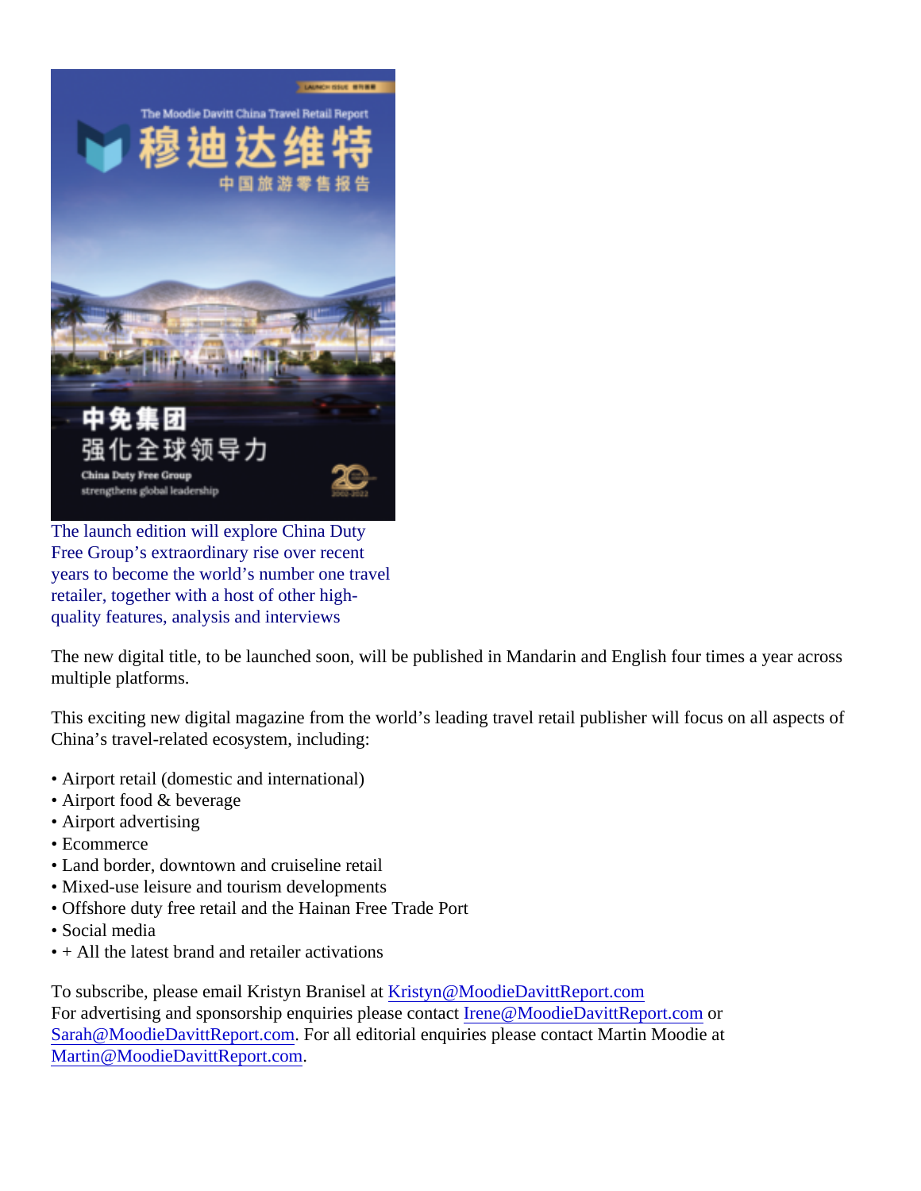The launch edition will explore China Duty Free Group's extraordinary rise over recent years to become the world's number one travel retailer, together with a host of other high-quality features, analysis and interviews

The new digital title, to be launched soon, will be published in Mandarin and English four times a year across multiple platforms.

This exciting new digital magazine from the world's leading travel retail publisher will focus on all aspects of China's travel-related ecosystem, including:

- Airport retail (domestic and international)
- Airport food & beverage
- Airport advertising
- Ecommerce
- Land border, downtown and cruiseline retail
- Mixed-use leisure and tourism developments
- Offshore duty free retail and the Hainan Free Trade Port
- Social media
- + All the latest brand and retailer activations

To subscribe, please email Kristyn Branisel at Kristyn@MoodieDavittReport.com
For advertising and sponsorship enquiries please contact Irene@MoodieDavittReport.com or Sarah@MoodieDavittReport.com. For all editorial enquiries please contact Martin Moodie at Martin@MoodieDavittReport.com.